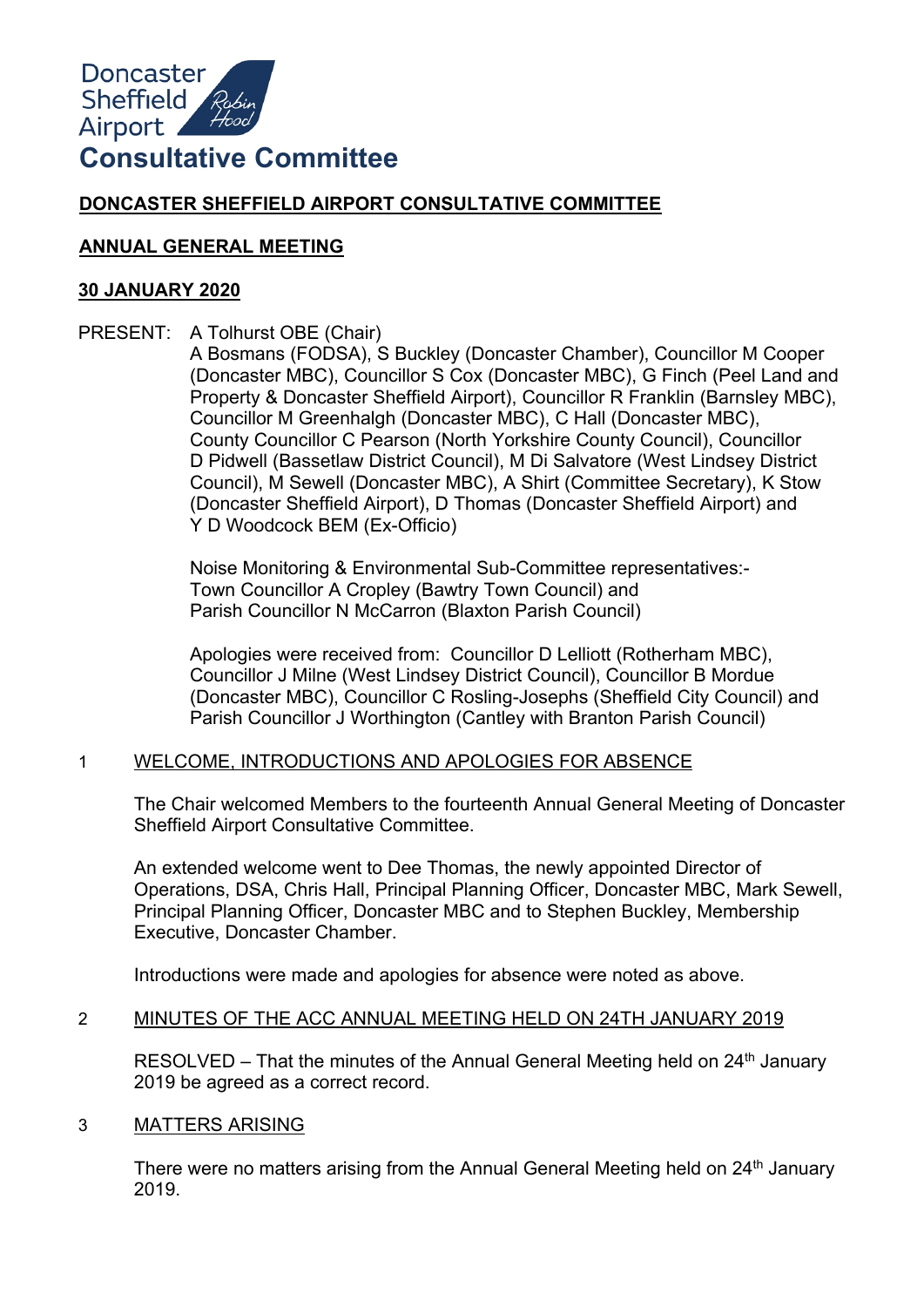Doncaster Sheffield Airport

# Consultative Committee

## DONCASTER SHEFFIELD AIRPORT CONSULTATIVE COMMITTEE

## ANNUAL GENERAL MEETING

## 30 JANUARY 2020

PRESENT: A Tolhurst OBE (Chair)

A Bosmans (FODSA), S Buckley (Doncaster Chamber), Councillor M Cooper (Doncaster MBC), Councillor S Cox (Doncaster MBC), G Finch (Peel Land and Property & Doncaster Sheffield Airport), Councillor R Franklin (Barnsley MBC), Councillor M Greenhalgh (Doncaster MBC), C Hall (Doncaster MBC), County Councillor C Pearson (North Yorkshire County Council), Councillor D Pidwell (Bassetlaw District Council), M Di Salvatore (West Lindsey District Council), M Sewell (Doncaster MBC), A Shirt (Committee Secretary), K Stow (Doncaster Sheffield Airport), D Thomas (Doncaster Sheffield Airport) and Y D Woodcock BEM (Ex-Officio)

Noise Monitoring & Environmental Sub-Committee representatives:-
Town Councillor A Cropley (Bawtry Town Council) and
Parish Councillor N McCarron (Blaxton Parish Council)

Apologies were received from: Councillor D Lelliott (Rotherham MBC), Councillor J Milne (West Lindsey District Council), Councillor B Mordue (Doncaster MBC), Councillor C Rosling-Josephs (Sheffield City Council) and Parish Councillor J Worthington (Cantley with Branton Parish Council)

### 1 WELCOME, INTRODUCTIONS AND APOLOGIES FOR ABSENCE

The Chair welcomed Members to the fourteenth Annual General Meeting of Doncaster Sheffield Airport Consultative Committee.

An extended welcome went to Dee Thomas, the newly appointed Director of Operations, DSA, Chris Hall, Principal Planning Officer, Doncaster MBC, Mark Sewell, Principal Planning Officer, Doncaster MBC and to Stephen Buckley, Membership Executive, Doncaster Chamber.

Introductions were made and apologies for absence were noted as above.

### 2 MINUTES OF THE ACC ANNUAL MEETING HELD ON 24TH JANUARY 2019

RESOLVED – That the minutes of the Annual General Meeting held on 24th January 2019 be agreed as a correct record.

### 3 MATTERS ARISING

There were no matters arising from the Annual General Meeting held on 24th January 2019.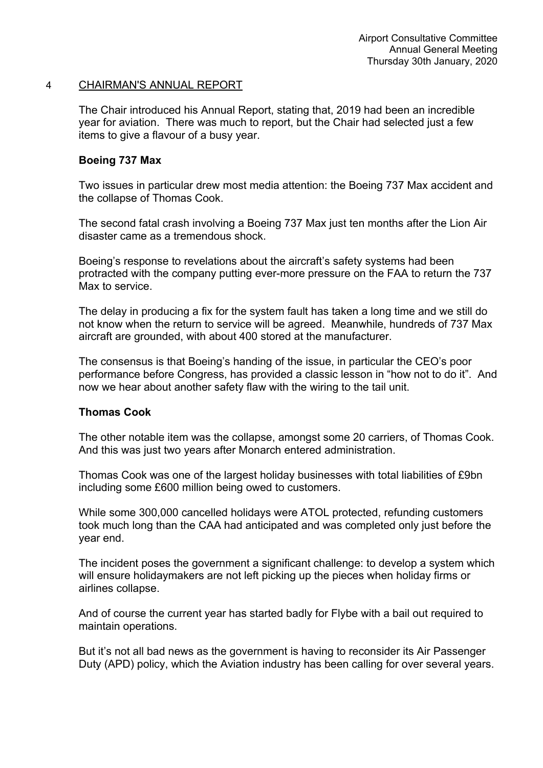## 4 CHAIRMAN'S ANNUAL REPORT

The Chair introduced his Annual Report, stating that, 2019 had been an incredible year for aviation. There was much to report, but the Chair had selected just a few items to give a flavour of a busy year.

**Boeing 737 Max**

Two issues in particular drew most media attention: the Boeing 737 Max accident and the collapse of Thomas Cook.

The second fatal crash involving a Boeing 737 Max just ten months after the Lion Air disaster came as a tremendous shock.

Boeing's response to revelations about the aircraft's safety systems had been protracted with the company putting ever-more pressure on the FAA to return the 737 Max to service.

The delay in producing a fix for the system fault has taken a long time and we still do not know when the return to service will be agreed. Meanwhile, hundreds of 737 Max aircraft are grounded, with about 400 stored at the manufacturer.

The consensus is that Boeing's handing of the issue, in particular the CEO's poor performance before Congress, has provided a classic lesson in "how not to do it". And now we hear about another safety flaw with the wiring to the tail unit.

**Thomas Cook**

The other notable item was the collapse, amongst some 20 carriers, of Thomas Cook. And this was just two years after Monarch entered administration.

Thomas Cook was one of the largest holiday businesses with total liabilities of £9bn including some £600 million being owed to customers.

While some 300,000 cancelled holidays were ATOL protected, refunding customers took much long than the CAA had anticipated and was completed only just before the year end.

The incident poses the government a significant challenge: to develop a system which will ensure holidaymakers are not left picking up the pieces when holiday firms or airlines collapse.

And of course the current year has started badly for Flybe with a bail out required to maintain operations.

But it's not all bad news as the government is having to reconsider its Air Passenger Duty (APD) policy, which the Aviation industry has been calling for over several years.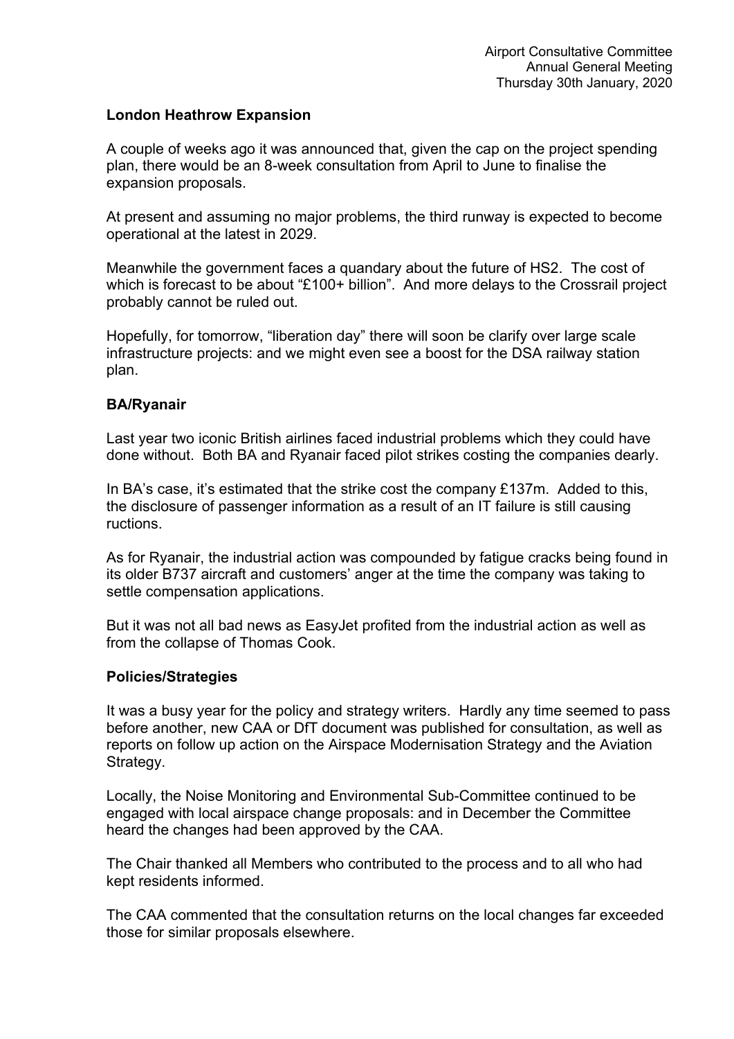**London Heathrow Expansion**

A couple of weeks ago it was announced that, given the cap on the project spending plan, there would be an 8-week consultation from April to June to finalise the expansion proposals.

At present and assuming no major problems, the third runway is expected to become operational at the latest in 2029.

Meanwhile the government faces a quandary about the future of HS2. The cost of which is forecast to be about "£100+ billion". And more delays to the Crossrail project probably cannot be ruled out.

Hopefully, for tomorrow, "liberation day" there will soon be clarify over large scale infrastructure projects: and we might even see a boost for the DSA railway station plan.

**BA/Ryanair**

Last year two iconic British airlines faced industrial problems which they could have done without. Both BA and Ryanair faced pilot strikes costing the companies dearly.

In BA's case, it's estimated that the strike cost the company £137m. Added to this, the disclosure of passenger information as a result of an IT failure is still causing ructions.

As for Ryanair, the industrial action was compounded by fatigue cracks being found in its older B737 aircraft and customers' anger at the time the company was taking to settle compensation applications.

But it was not all bad news as EasyJet profited from the industrial action as well as from the collapse of Thomas Cook.

**Policies/Strategies**

It was a busy year for the policy and strategy writers. Hardly any time seemed to pass before another, new CAA or DfT document was published for consultation, as well as reports on follow up action on the Airspace Modernisation Strategy and the Aviation Strategy.

Locally, the Noise Monitoring and Environmental Sub-Committee continued to be engaged with local airspace change proposals: and in December the Committee heard the changes had been approved by the CAA.

The Chair thanked all Members who contributed to the process and to all who had kept residents informed.

The CAA commented that the consultation returns on the local changes far exceeded those for similar proposals elsewhere.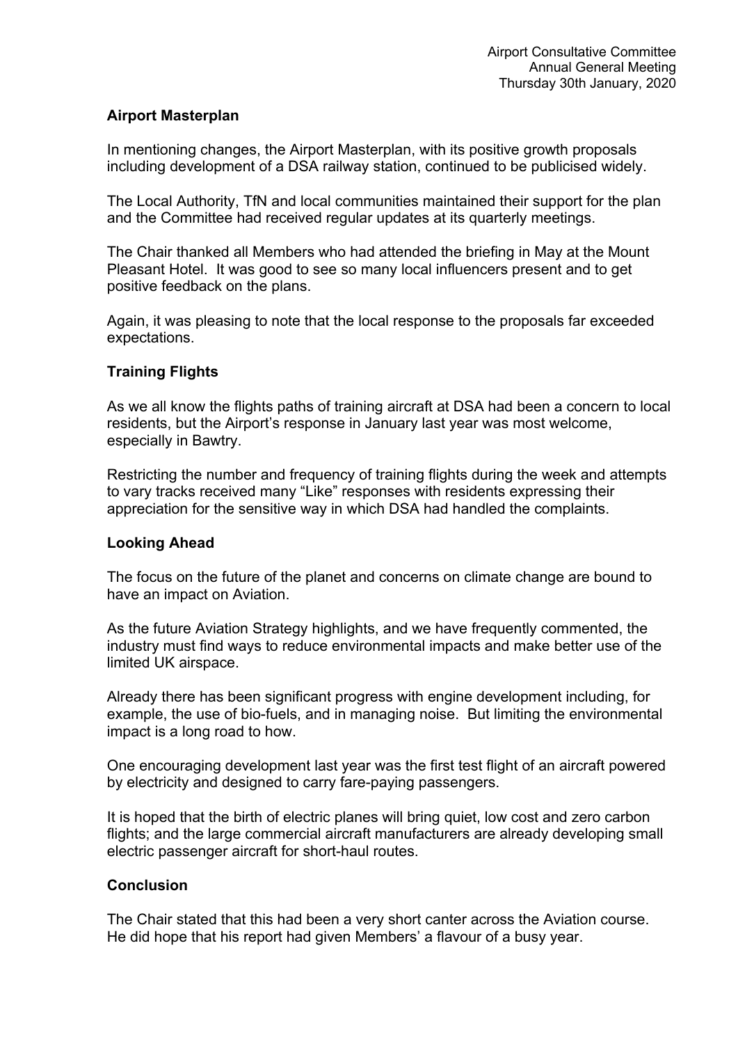## Airport Masterplan

In mentioning changes, the Airport Masterplan, with its positive growth proposals including development of a DSA railway station, continued to be publicised widely.

The Local Authority, TfN and local communities maintained their support for the plan and the Committee had received regular updates at its quarterly meetings.

The Chair thanked all Members who had attended the briefing in May at the Mount Pleasant Hotel. It was good to see so many local influencers present and to get positive feedback on the plans.

Again, it was pleasing to note that the local response to the proposals far exceeded expectations.

## Training Flights

As we all know the flights paths of training aircraft at DSA had been a concern to local residents, but the Airport's response in January last year was most welcome, especially in Bawtry.

Restricting the number and frequency of training flights during the week and attempts to vary tracks received many "Like" responses with residents expressing their appreciation for the sensitive way in which DSA had handled the complaints.

## Looking Ahead

The focus on the future of the planet and concerns on climate change are bound to have an impact on Aviation.

As the future Aviation Strategy highlights, and we have frequently commented, the industry must find ways to reduce environmental impacts and make better use of the limited UK airspace.

Already there has been significant progress with engine development including, for example, the use of bio-fuels, and in managing noise. But limiting the environmental impact is a long road to how.

One encouraging development last year was the first test flight of an aircraft powered by electricity and designed to carry fare-paying passengers.

It is hoped that the birth of electric planes will bring quiet, low cost and zero carbon flights; and the large commercial aircraft manufacturers are already developing small electric passenger aircraft for short-haul routes.

## Conclusion

The Chair stated that this had been a very short canter across the Aviation course. He did hope that his report had given Members' a flavour of a busy year.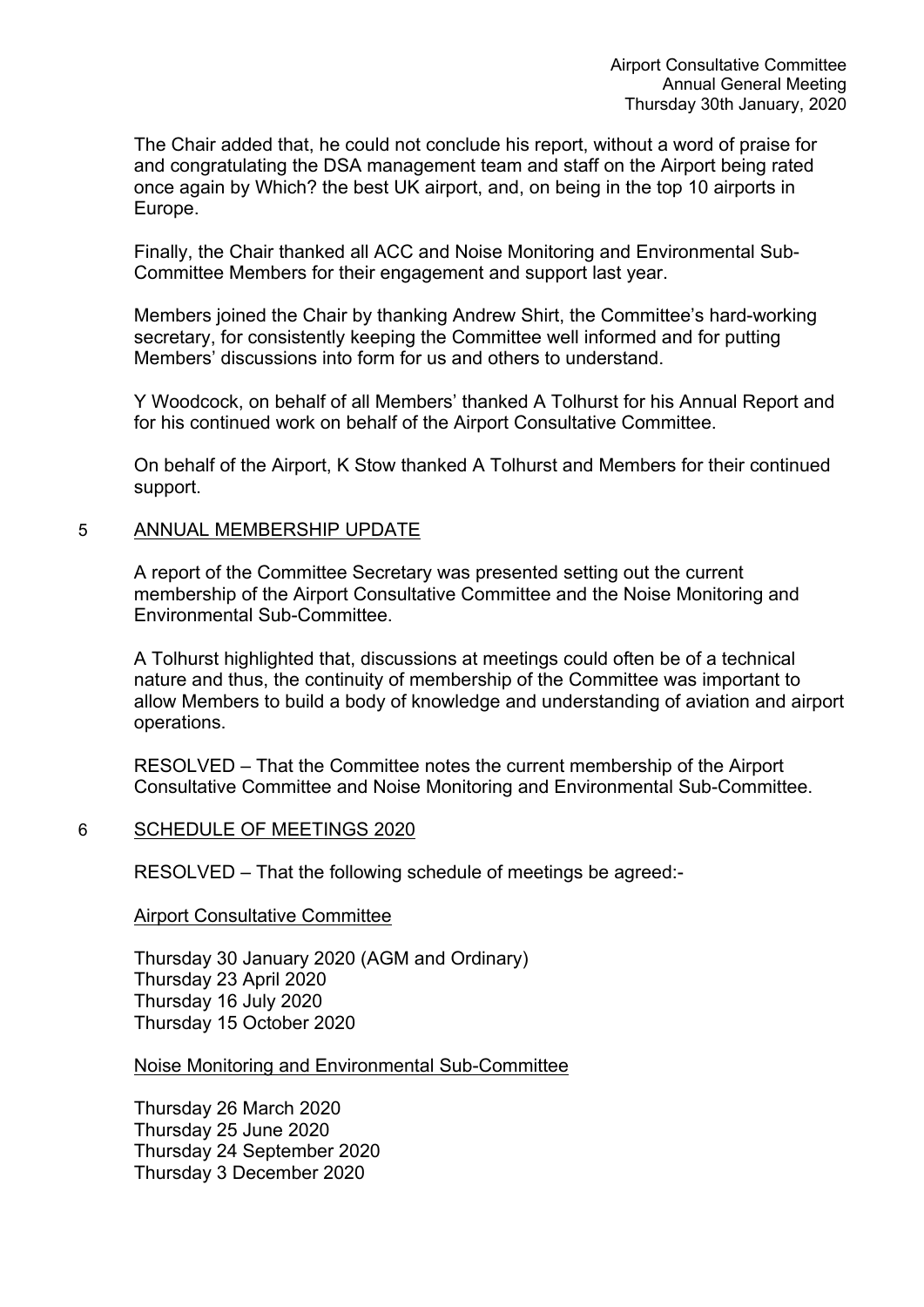The Chair added that, he could not conclude his report, without a word of praise for and congratulating the DSA management team and staff on the Airport being rated once again by Which? the best UK airport, and, on being in the top 10 airports in Europe.

Finally, the Chair thanked all ACC and Noise Monitoring and Environmental Sub-Committee Members for their engagement and support last year.

Members joined the Chair by thanking Andrew Shirt, the Committee's hard-working secretary, for consistently keeping the Committee well informed and for putting Members' discussions into form for us and others to understand.

Y Woodcock, on behalf of all Members' thanked A Tolhurst for his Annual Report and for his continued work on behalf of the Airport Consultative Committee.

On behalf of the Airport, K Stow thanked A Tolhurst and Members for their continued support.

## 5 ANNUAL MEMBERSHIP UPDATE

A report of the Committee Secretary was presented setting out the current membership of the Airport Consultative Committee and the Noise Monitoring and Environmental Sub-Committee.

A Tolhurst highlighted that, discussions at meetings could often be of a technical nature and thus, the continuity of membership of the Committee was important to allow Members to build a body of knowledge and understanding of aviation and airport operations.

RESOLVED – That the Committee notes the current membership of the Airport Consultative Committee and Noise Monitoring and Environmental Sub-Committee.

## 6 SCHEDULE OF MEETINGS 2020

RESOLVED – That the following schedule of meetings be agreed:-

Airport Consultative Committee

Thursday 30 January 2020 (AGM and Ordinary)
Thursday 23 April 2020
Thursday 16 July 2020
Thursday 15 October 2020

Noise Monitoring and Environmental Sub-Committee

Thursday 26 March 2020
Thursday 25 June 2020
Thursday 24 September 2020
Thursday 3 December 2020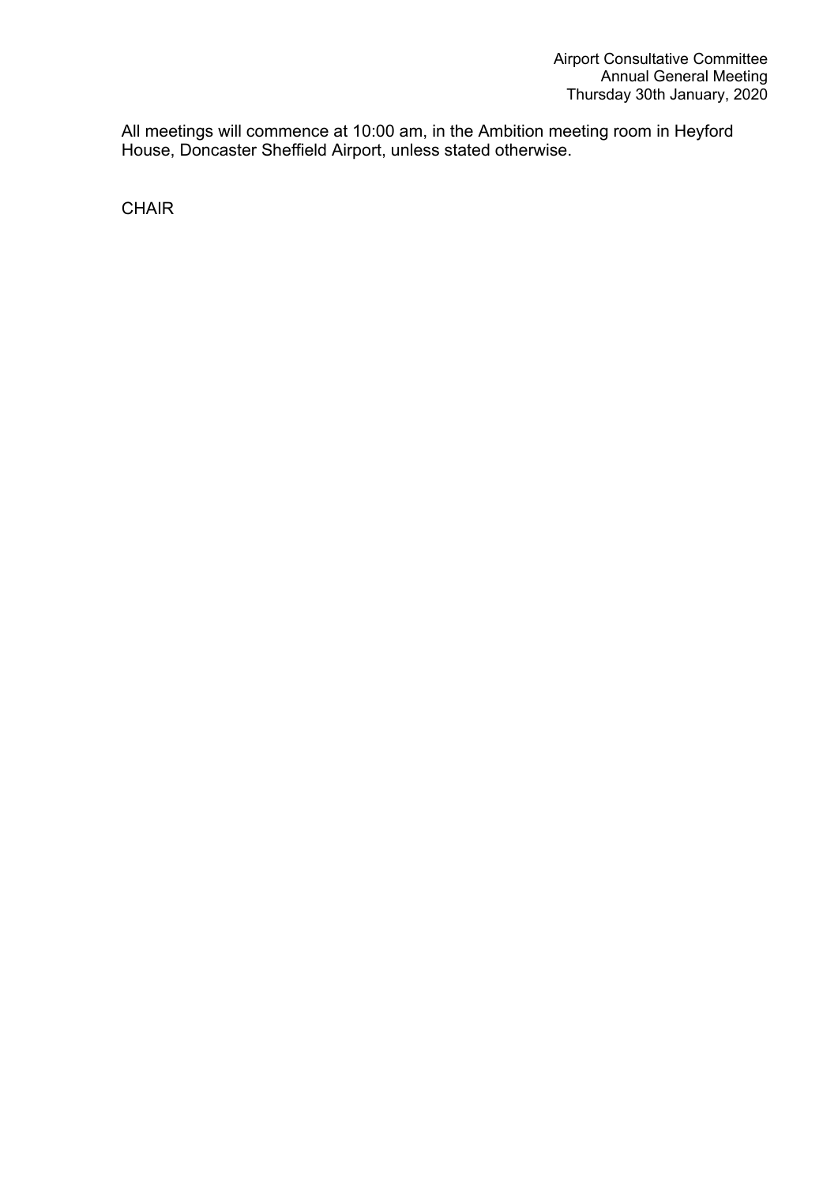All meetings will commence at 10:00 am, in the Ambition meeting room in Heyford House, Doncaster Sheffield Airport, unless stated otherwise.

CHAIR